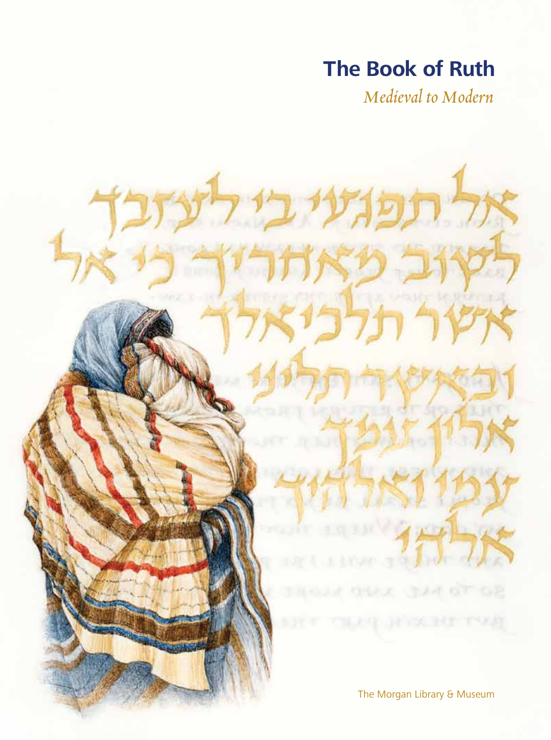# The Book of Ruth

*Medieval to Modern*

אל תפגעי בי לעזבך
לשוב מאחריך כי אל
אשר תלכי אלך
ובאשר תליני
אלין עמך
עמי ואלהיך
אלהי

The Morgan Library & Museum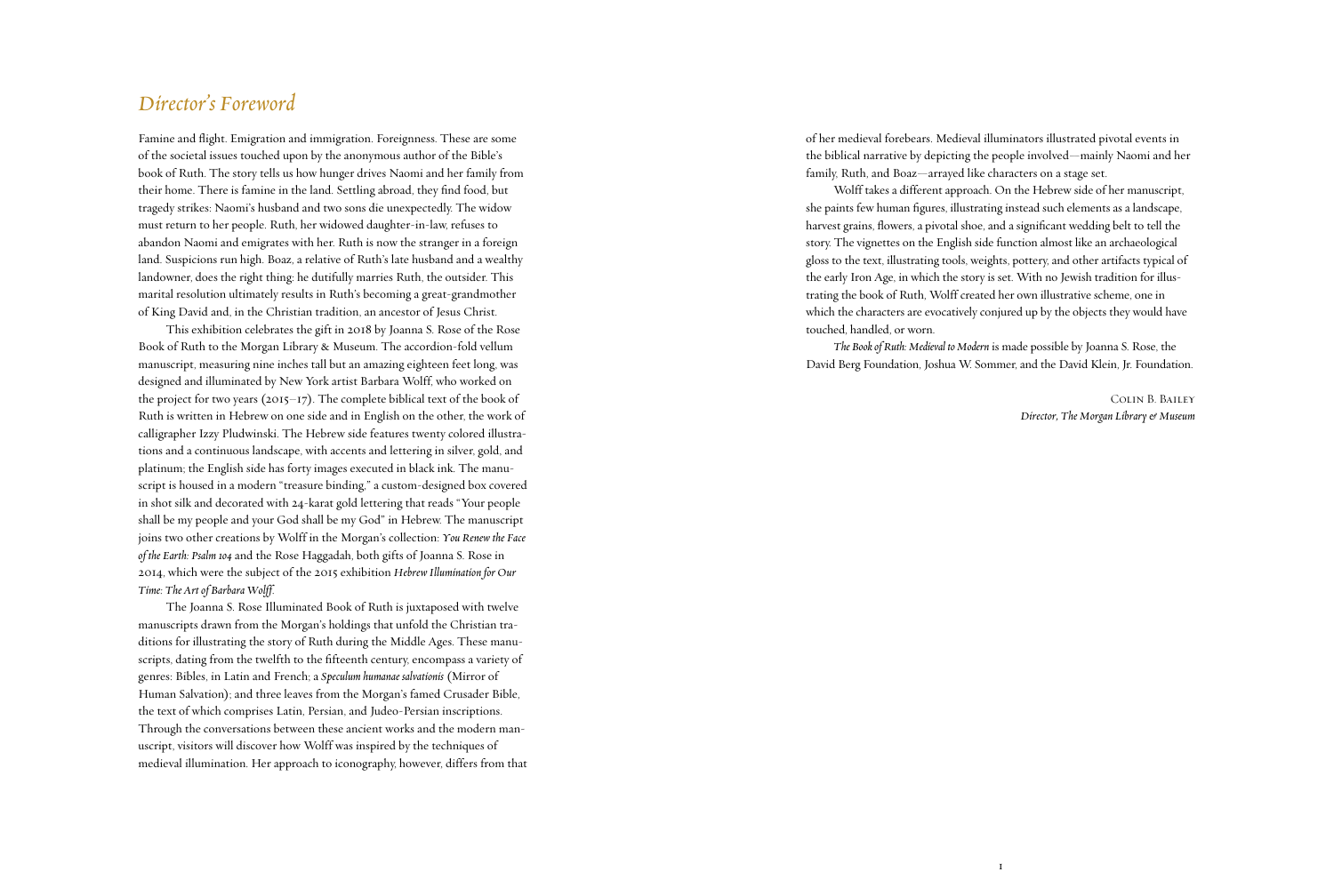# *Director's Foreword*

Famine and flight. Emigration and immigration. Foreignness. These are some of the societal issues touched upon by the anonymous author of the Bible's book of Ruth. The story tells us how hunger drives Naomi and her family from their home. There is famine in the land. Settling abroad, they find food, but tragedy strikes: Naomi's husband and two sons die unexpectedly. The widow must return to her people. Ruth, her widowed daughter-in-law, refuses to abandon Naomi and emigrates with her. Ruth is now the stranger in a foreign land. Suspicions run high. Boaz, a relative of Ruth's late husband and a wealthy landowner, does the right thing: he dutifully marries Ruth, the outsider. This marital resolution ultimately results in Ruth's becoming a great-grandmother of King David and, in the Christian tradition, an ancestor of Jesus Christ.

This exhibition celebrates the gift in 2018 by Joanna S. Rose of the Rose Book of Ruth to the Morgan Library & Museum. The accordion-fold vellum manuscript, measuring nine inches tall but an amazing eighteen feet long, was designed and illuminated by New York artist Barbara Wolff, who worked on the project for two years (2015–17). The complete biblical text of the book of Ruth is written in Hebrew on one side and in English on the other, the work of calligrapher Izzy Pludwinski. The Hebrew side features twenty colored illustrations and a continuous landscape, with accents and lettering in silver, gold, and platinum; the English side has forty images executed in black ink. The manuscript is housed in a modern "treasure binding," a custom-designed box covered in shot silk and decorated with 24-karat gold lettering that reads "Your people shall be my people and your God shall be my God" in Hebrew. The manuscript joins two other creations by Wolff in the Morgan's collection: *You Renew the Face of the Earth: Psalm 104* and the Rose Haggadah, both gifts of Joanna S. Rose in 2014, which were the subject of the 2015 exhibition *Hebrew Illumination for Our Time: The Art of Barbara Wolff*.

The Joanna S. Rose Illuminated Book of Ruth is juxtaposed with twelve manuscripts drawn from the Morgan's holdings that unfold the Christian traditions for illustrating the story of Ruth during the Middle Ages. These manuscripts, dating from the twelfth to the fifteenth century, encompass a variety of genres: Bibles, in Latin and French; a *Speculum humanae salvationis* (Mirror of Human Salvation); and three leaves from the Morgan's famed Crusader Bible, the text of which comprises Latin, Persian, and Judeo-Persian inscriptions. Through the conversations between these ancient works and the modern manuscript, visitors will discover how Wolff was inspired by the techniques of medieval illumination. Her approach to iconography, however, differs from that of her medieval forebears. Medieval illuminators illustrated pivotal events in the biblical narrative by depicting the people involved—mainly Naomi and her family, Ruth, and Boaz—arrayed like characters on a stage set.

Wolff takes a different approach. On the Hebrew side of her manuscript, she paints few human figures, illustrating instead such elements as a landscape, harvest grains, flowers, a pivotal shoe, and a significant wedding belt to tell the story. The vignettes on the English side function almost like an archaeological gloss to the text, illustrating tools, weights, pottery, and other artifacts typical of the early Iron Age, in which the story is set. With no Jewish tradition for illustrating the book of Ruth, Wolff created her own illustrative scheme, one in which the characters are evocatively conjured up by the objects they would have touched, handled, or worn.

*The Book of Ruth: Medieval to Modern* is made possible by Joanna S. Rose, the David Berg Foundation, Joshua W. Sommer, and the David Klein, Jr. Foundation.

Colin B. Bailey
*Director, The Morgan Library & Museum*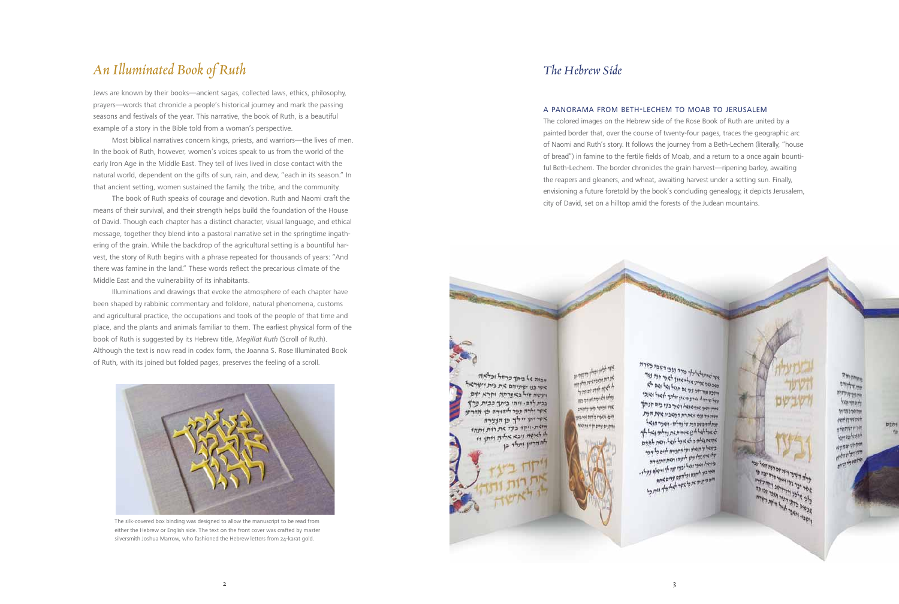# An Illuminated Book of Ruth

Jews are known by their books—ancient sagas, collected laws, ethics, philosophy, prayers—words that chronicle a people's historical journey and mark the passing seasons and festivals of the year. This narrative, the book of Ruth, is a beautiful example of a story in the Bible told from a woman's perspective.

Most biblical narratives concern kings, priests, and warriors—the lives of men. In the book of Ruth, however, women's voices speak to us from the world of the early Iron Age in the Middle East. They tell of lives lived in close contact with the natural world, dependent on the gifts of sun, rain, and dew, "each in its season." In that ancient setting, women sustained the family, the tribe, and the community.

The book of Ruth speaks of courage and devotion. Ruth and Naomi craft the means of their survival, and their strength helps build the foundation of the House of David. Though each chapter has a distinct character, visual language, and ethical message, together they blend into a pastoral narrative set in the springtime ingathering of the grain. While the backdrop of the agricultural setting is a bountiful harvest, the story of Ruth begins with a phrase repeated for thousands of years: "And there was famine in the land." These words reflect the precarious climate of the Middle East and the vulnerability of its inhabitants.

Illuminations and drawings that evoke the atmosphere of each chapter have been shaped by rabbinic commentary and folklore, natural phenomena, customs and agricultural practice, the occupations and tools of the people of that time and place, and the plants and animals familiar to them. The earliest physical form of the book of Ruth is suggested by its Hebrew title, *Megillat Ruth* (Scroll of Ruth). Although the text is now read in codex form, the Joanna S. Rose Illuminated Book of Ruth, with its joined but folded pages, preserves the feeling of a scroll.

The silk-covered box binding was designed to allow the manuscript to be read from either the Hebrew or English side. The text on the front cover was crafted by master silversmith Joshua Marrow, who fashioned the Hebrew letters from 24-karat gold.

# The Hebrew Side

## A PANORAMA FROM BETH-LECHEM TO MOAB TO JERUSALEM

The colored images on the Hebrew side of the Rose Book of Ruth are united by a painted border that, over the course of twenty-four pages, traces the geographic arc of Naomi and Ruth's story. It follows the journey from a Beth-Lechem (literally, "house of bread") in famine to the fertile fields of Moab, and a return to a once again bountiful Beth-Lechem. The border chronicles the grain harvest—ripening barley, awaiting the reapers and gleaners, and wheat, awaiting harvest under a setting sun. Finally, envisioning a future foretold by the book's concluding genealogy, it depicts Jerusalem, city of David, set on a hilltop amid the forests of the Judean mountains.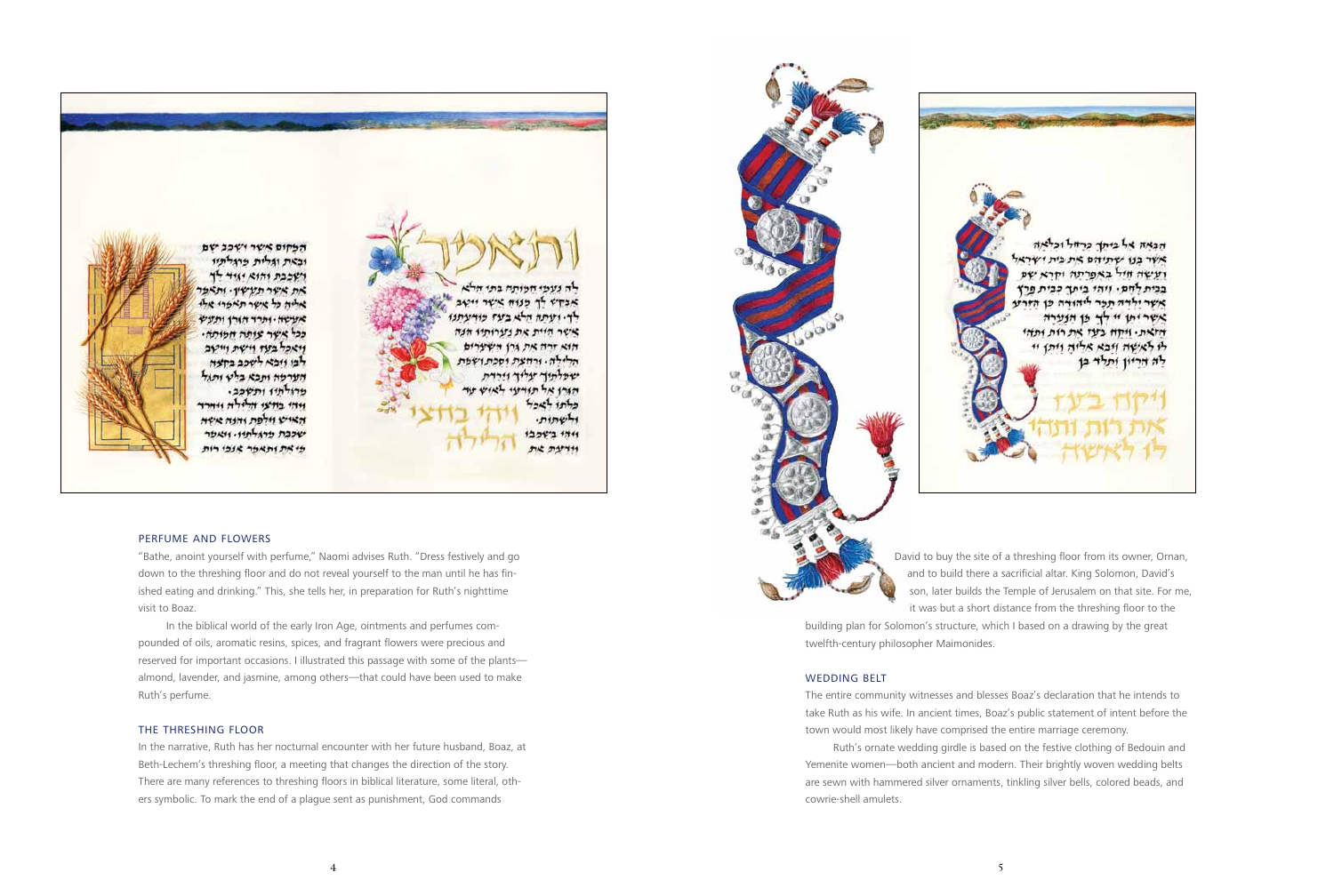## PERFUME AND FLOWERS

"Bathe, anoint yourself with perfume," Naomi advises Ruth. "Dress festively and go down to the threshing floor and do not reveal yourself to the man until he has finished eating and drinking." This, she tells her, in preparation for Ruth's nighttime visit to Boaz.

In the biblical world of the early Iron Age, ointments and perfumes compounded of oils, aromatic resins, spices, and fragrant flowers were precious and reserved for important occasions. I illustrated this passage with some of the plants—almond, lavender, and jasmine, among others—that could have been used to make Ruth's perfume.

## THE THRESHING FLOOR

In the narrative, Ruth has her nocturnal encounter with her future husband, Boaz, at Beth-Lechem's threshing floor, a meeting that changes the direction of the story. There are many references to threshing floors in biblical literature, some literal, others symbolic. To mark the end of a plague sent as punishment, God commands David to buy the site of a threshing floor from its owner, Ornan, and to build there a sacrificial altar. King Solomon, David's son, later builds the Temple of Jerusalem on that site. For me, it was but a short distance from the threshing floor to the building plan for Solomon's structure, which I based on a drawing by the great twelfth-century philosopher Maimonides.

## WEDDING BELT

The entire community witnesses and blesses Boaz's declaration that he intends to take Ruth as his wife. In ancient times, Boaz's public statement of intent before the town would most likely have comprised the entire marriage ceremony.

Ruth's ornate wedding girdle is based on the festive clothing of Bedouin and Yemenite women—both ancient and modern. Their brightly woven wedding belts are sewn with hammered silver ornaments, tinkling silver bells, colored beads, and cowrie-shell amulets.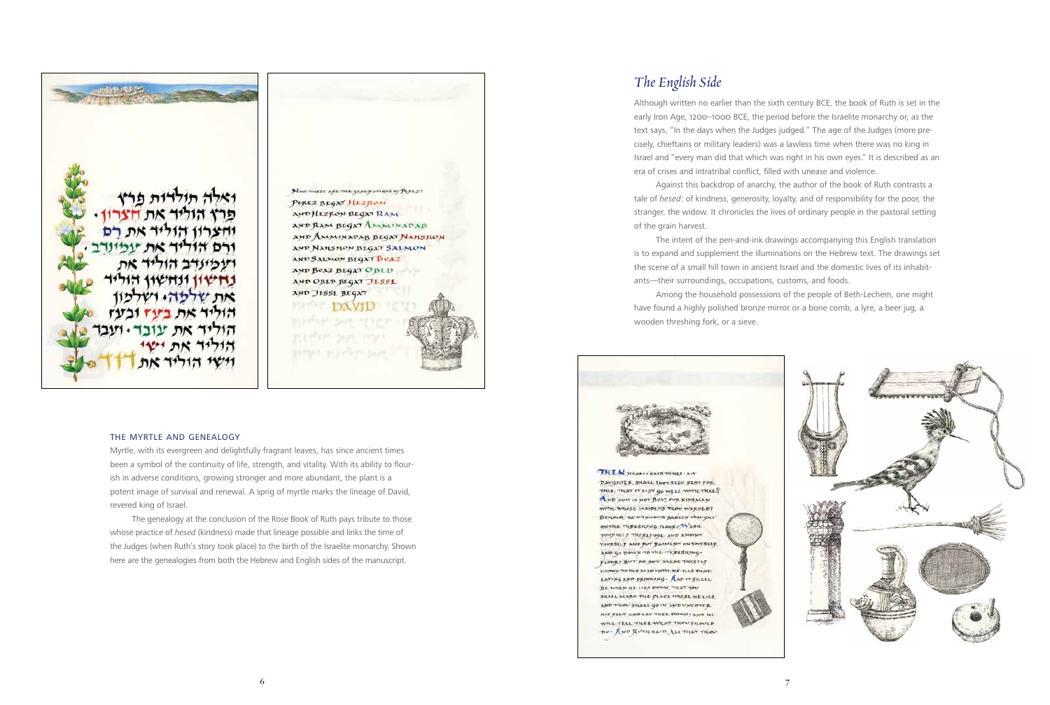## THE MYRTLE AND GENEALOGY

Myrtle, with its evergreen and delightfully fragrant leaves, has since ancient times been a symbol of the continuity of life, strength, and vitality. With its ability to flourish in adverse conditions, growing stronger and more abundant, the plant is a potent image of survival and renewal. A sprig of myrtle marks the lineage of David, revered king of Israel.

The genealogy at the conclusion of the Rose Book of Ruth pays tribute to those whose practice of *hesed* (kindness) made that lineage possible and links the time of the Judges (when Ruth's story took place) to the birth of the Israelite monarchy. Shown here are the genealogies from both the Hebrew and English sides of the manuscript.

# *The English Side*

Although written no earlier than the sixth century BCE, the book of Ruth is set in the early Iron Age, 1200–1000 BCE, the period before the Israelite monarchy or, as the text says, "In the days when the Judges judged." The age of the Judges (more precisely, chieftains or military leaders) was a lawless time when there was no king in Israel and "every man did that which was right in his own eyes." It is described as an era of crises and intratribal conflict, filled with unease and violence.

Against this backdrop of anarchy, the author of the book of Ruth contrasts a tale of *hesed*: of kindness, generosity, loyalty, and of responsibility for the poor, the stranger, the widow. It chronicles the lives of ordinary people in the pastoral setting of the grain harvest.

The intent of the pen-and-ink drawings accompanying this English translation is to expand and supplement the illuminations on the Hebrew text. The drawings set the scene of a small hill town in ancient Israel and the domestic lives of its inhabitants—their surroundings, occupations, customs, and foods.

Among the household possessions of the people of Beth-Lechem, one might have found a highly polished bronze mirror or a bone comb, a lyre, a beer jug, a wooden threshing fork, or a sieve.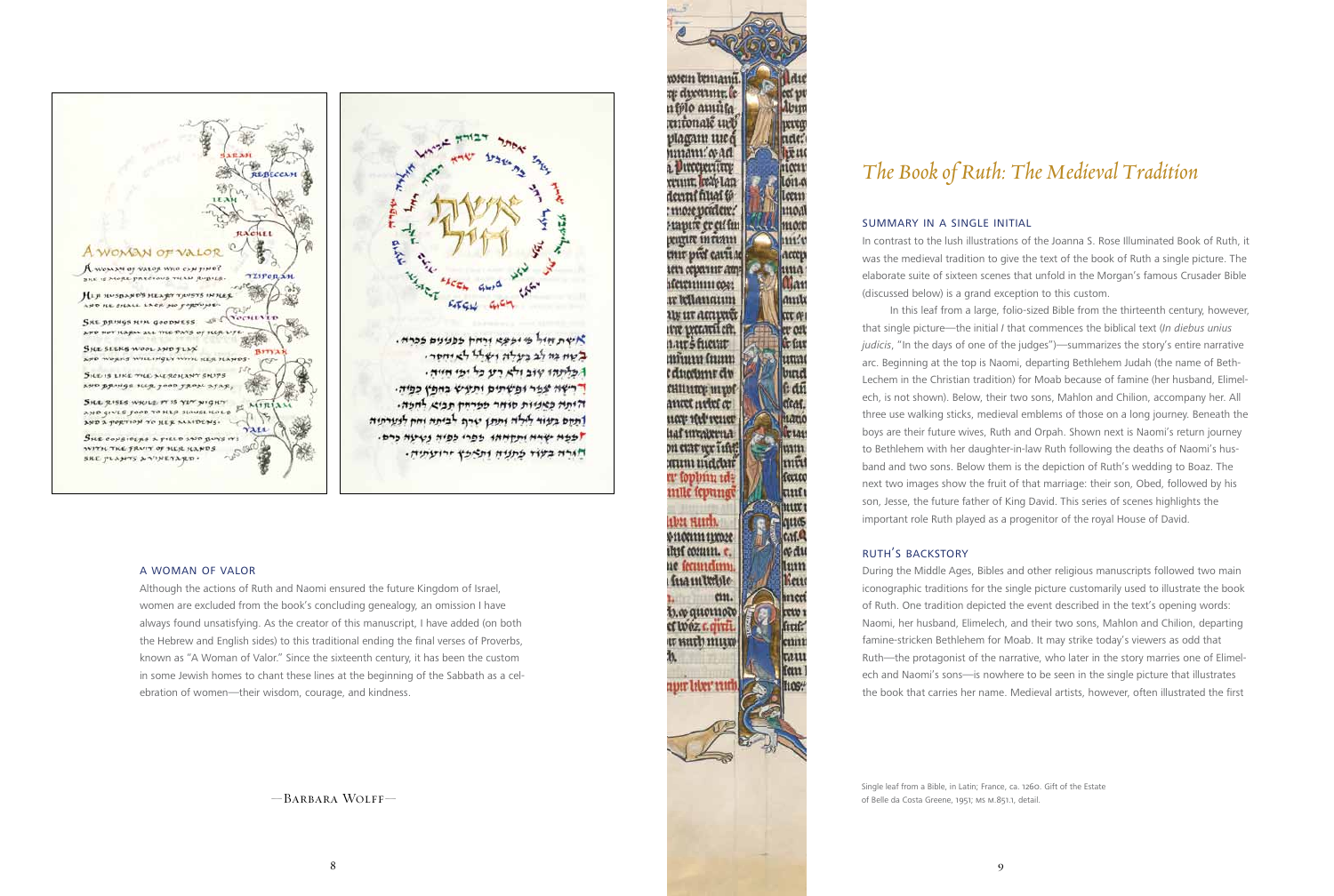## A WOMAN OF VALOR

Although the actions of Ruth and Naomi ensured the future Kingdom of Israel, women are excluded from the book's concluding genealogy, an omission I have always found unsatisfying. As the creator of this manuscript, I have added (on both the Hebrew and English sides) to this traditional ending the final verses of Proverbs, known as "A Woman of Valor." Since the sixteenth century, it has been the custom in some Jewish homes to chant these lines at the beginning of the Sabbath as a celebration of women—their wisdom, courage, and kindness.

—Barbara Wolff—

# *The Book of Ruth: The Medieval Tradition*

## SUMMARY IN A SINGLE INITIAL

In contrast to the lush illustrations of the Joanna S. Rose Illuminated Book of Ruth, it was the medieval tradition to give the text of the book of Ruth a single picture. The elaborate suite of sixteen scenes that unfold in the Morgan's famous Crusader Bible (discussed below) is a grand exception to this custom.

In this leaf from a large, folio-sized Bible from the thirteenth century, however, that single picture—the initial *I* that commences the biblical text (*In diebus unius judicis*, "In the days of one of the judges")—summarizes the story's entire narrative arc. Beginning at the top is Naomi, departing Bethlehem Judah (the name of Beth-Lechem in the Christian tradition) for Moab because of famine (her husband, Elimelech, is not shown). Below, their two sons, Mahlon and Chilion, accompany her. All three use walking sticks, medieval emblems of those on a long journey. Beneath the boys are their future wives, Ruth and Orpah. Shown next is Naomi's return journey to Bethlehem with her daughter-in-law Ruth following the deaths of Naomi's husband and two sons. Below them is the depiction of Ruth's wedding to Boaz. The next two images show the fruit of that marriage: their son, Obed, followed by his son, Jesse, the future father of King David. This series of scenes highlights the important role Ruth played as a progenitor of the royal House of David.

## RUTH'S BACKSTORY

During the Middle Ages, Bibles and other religious manuscripts followed two main iconographic traditions for the single picture customarily used to illustrate the book of Ruth. One tradition depicted the event described in the text's opening words: Naomi, her husband, Elimelech, and their two sons, Mahlon and Chilion, departing famine-stricken Bethlehem for Moab. It may strike today's viewers as odd that Ruth—the protagonist of the narrative, who later in the story marries one of Elimelech and Naomi's sons—is nowhere to be seen in the single picture that illustrates the book that carries her name. Medieval artists, however, often illustrated the first

Single leaf from a Bible, in Latin; France, ca. 1260. Gift of the Estate of Belle da Costa Greene, 1951; MS M.851.1, detail.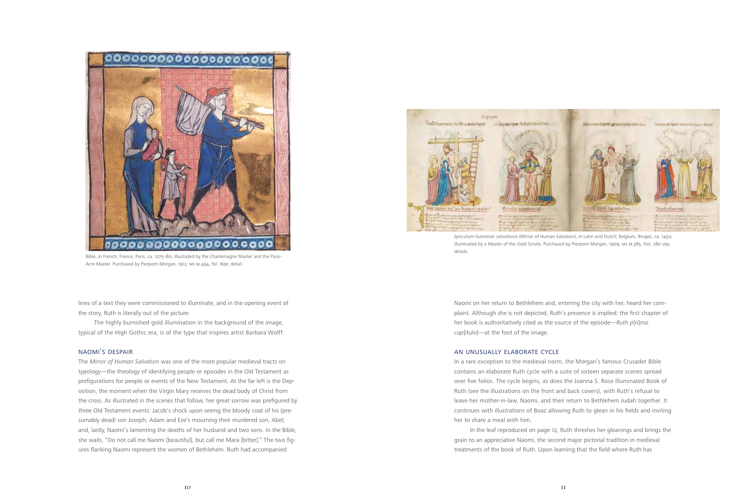Bible, in French; France, Paris, ca. 1275–80, illustrated by the Charlemagne Master and the Paris-Acre Master. Purchased by Pierpont Morgan, 1912; MS M.494, fol. 169r, detail.

*Speculum humanae salvationis* (Mirror of Human Salvation), in Latin and Dutch; Belgium, Bruges, ca. 1450, illuminated by a Master of the Gold Scrolls. Purchased by Pierpont Morgan, 1909; MS M.385, fols. 28v–29r, details.

lines of a text they were commissioned to illuminate, and in the opening event of the story, Ruth is literally out of the picture.

The highly burnished gold illumination in the background of the image, typical of the High Gothic era, is of the type that inspires artist Barbara Wolff.

## NAOMI'S DESPAIR

The *Mirror of Human Salvation* was one of the more popular medieval tracts on typology—the theology of identifying people or episodes in the Old Testament as prefigurations for people or events of the New Testament. At the far left is the Deposition, the moment when the Virgin Mary receives the dead body of Christ from the cross. As illustrated in the scenes that follow, her great sorrow was prefigured by three Old Testament events: Jacob's shock upon seeing the bloody coat of his (presumably dead) son Joseph; Adam and Eve's mourning their murdered son, Abel; and, lastly, Naomi's lamenting the deaths of her husband and two sons. In the Bible, she wails, "Do not call me Naomi [beautiful], but call me Mara [bitter]." The two figures flanking Naomi represent the women of Bethlehem. Ruth had accompanied Naomi on her return to Bethlehem and, entering the city with her, heard her complaint. Although she is not depicted, Ruth's presence is implied: the first chapter of her book is authoritatively cited as the source of the episode—*Ruth p*[ri]*mo cap*[itulo]—at the foot of the image.

## AN UNUSUALLY ELABORATE CYCLE

In a rare exception to the medieval norm, the Morgan's famous Crusader Bible contains an elaborate Ruth cycle with a suite of sixteen separate scenes spread over five folios. The cycle begins, as does the Joanna S. Rose Illuminated Book of Ruth (see the illustrations on the front and back covers), with Ruth's refusal to leave her mother-in-law, Naomi, and their return to Bethlehem Judah together. It continues with illustrations of Boaz allowing Ruth to glean in his fields and inviting her to share a meal with him.

In the leaf reproduced on page 12, Ruth threshes her gleanings and brings the grain to an appreciative Naomi, the second major pictorial tradition in medieval treatments of the book of Ruth. Upon learning that the field where Ruth has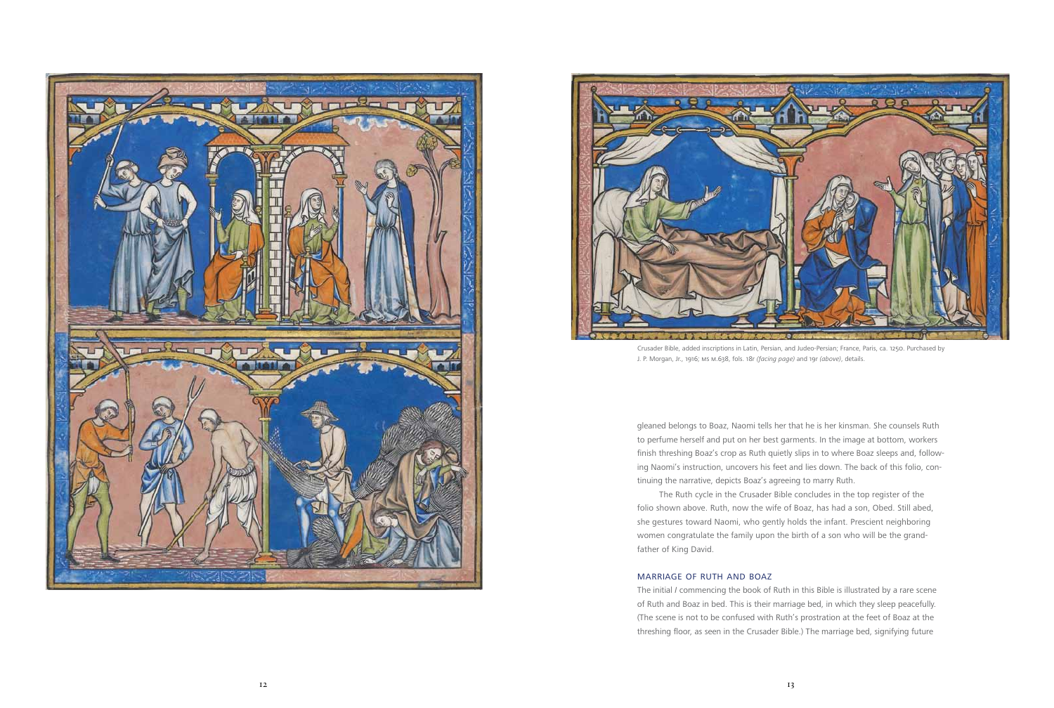Crusader Bible, added inscriptions in Latin, Persian, and Judeo-Persian; France, Paris, ca. 1250. Purchased by J. P. Morgan, Jr., 1916; MS M.638, fols. 18r *(facing page)* and 19r *(above)*, details.

gleaned belongs to Boaz, Naomi tells her that he is her kinsman. She counsels Ruth to perfume herself and put on her best garments. In the image at bottom, workers finish threshing Boaz's crop as Ruth quietly slips in to where Boaz sleeps and, following Naomi's instruction, uncovers his feet and lies down. The back of this folio, continuing the narrative, depicts Boaz's agreeing to marry Ruth.

The Ruth cycle in the Crusader Bible concludes in the top register of the folio shown above. Ruth, now the wife of Boaz, has had a son, Obed. Still abed, she gestures toward Naomi, who gently holds the infant. Prescient neighboring women congratulate the family upon the birth of a son who will be the grandfather of King David.

## MARRIAGE OF RUTH AND BOAZ

The initial *I* commencing the book of Ruth in this Bible is illustrated by a rare scene of Ruth and Boaz in bed. This is their marriage bed, in which they sleep peacefully. (The scene is not to be confused with Ruth's prostration at the feet of Boaz at the threshing floor, as seen in the Crusader Bible.) The marriage bed, signifying future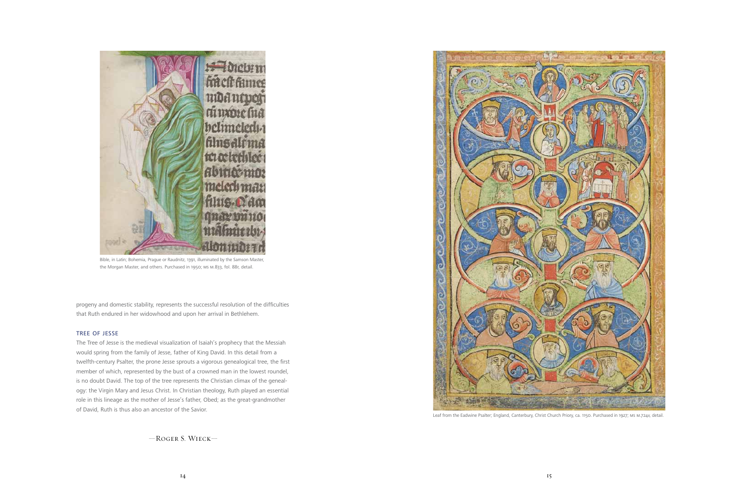Bible, in Latin; Bohemia, Prague or Raudnitz, 1391, illuminated by the Samson Master, the Morgan Master, and others. Purchased in 1950; MS M.833, fol. 88r, detail.

progeny and domestic stability, represents the successful resolution of the difficulties that Ruth endured in her widowhood and upon her arrival in Bethlehem.

## TREE OF JESSE

The Tree of Jesse is the medieval visualization of Isaiah's prophecy that the Messiah would spring from the family of Jesse, father of King David. In this detail from a twelfth-century Psalter, the prone Jesse sprouts a vigorous genealogical tree, the first member of which, represented by the bust of a crowned man in the lowest roundel, is no doubt David. The top of the tree represents the Christian climax of the genealogy: the Virgin Mary and Jesus Christ. In Christian theology, Ruth played an essential role in this lineage as the mother of Jesse's father, Obed; as the great-grandmother of David, Ruth is thus also an ancestor of the Savior.

—Roger S. Wieck—

Leaf from the Eadwine Psalter; England, Canterbury, Christ Church Priory, ca. 1150. Purchased in 1927; MS M.724v, detail.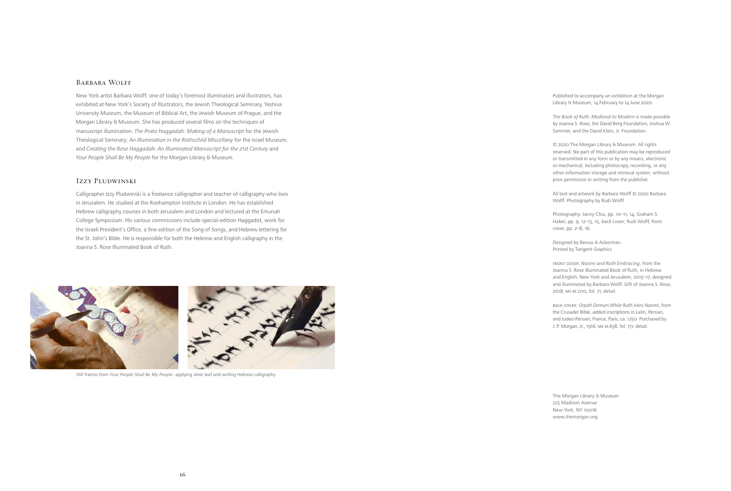## Barbara Wolff

New York artist Barbara Wolff, one of today's foremost illuminators and illustrators, has exhibited at New York's Society of Illustrators, the Jewish Theological Seminary, Yeshiva University Museum, the Museum of Biblical Art, the Jewish Museum of Prague, and the Morgan Library & Museum. She has produced several films on the techniques of manuscript illumination: *The Prato Haggadah: Making of a Manuscript* for the Jewish Theological Seminary; *An Illumination in the Rothschild Miscellany* for the Israel Museum; and *Creating the Rose Haggadah: An Illuminated Manuscript for the 21st Century* and *Your People Shall Be My People* for the Morgan Library & Museum.

## Izzy Pludwinski

Calligrapher Izzy Pludwinski is a freelance calligrapher and teacher of calligraphy who lives in Jerusalem. He studied at the Roehampton Institute in London. He has established Hebrew calligraphy courses in both Jerusalem and London and lectured at the Emunah College Symposium. His various commissions include special-edition Haggadot, work for the Israeli President's Office, a fine edition of the Song of Songs, and Hebrew lettering for the St. John's Bible. He is responsible for both the Hebrew and English calligraphy in the Joanna S. Rose Illuminated Book of Ruth.

Still frames from *Your People Shall Be My People*: applying silver leaf and writing Hebrew calligraphy.

Published to accompany an exhibition at the Morgan Library & Museum, 14 February to 14 June 2020.

*The Book of Ruth: Medieval to Modern* is made possible by Joanna S. Rose, the David Berg Foundation, Joshua W. Sommer, and the David Klein, Jr. Foundation.

© 2020 The Morgan Library & Museum. All rights reserved. No part of this publication may be reproduced or transmitted in any form or by any means, electronic or mechanical, including photocopy, recording, or any other information storage and retrieval system, without prior permission in writing from the publisher.

All text and artwork by Barbara Wolff © 2020 Barbara Wolff. Photography by Rudi Wolff.

Photography: Janny Chiu, pp. 10–11, 14; Graham S. Haber, pp. 9, 12–13, 15, back cover; Rudi Wolff, front cover, pp. 2–8, 16.

Designed by Bessas & Ackerman
Printed by Tangent Graphics

FRONT COVER: *Naomi and Ruth Embracing*, from the Joanna S. Rose Illuminated Book of Ruth, in Hebrew and English; New York and Jerusalem, 2015–17, designed and illuminated by Barbara Wolff. Gift of Joanna S. Rose, 2018; MS M.1210, fol. 7r, detail.

BACK COVER: *Orpah Demurs While Ruth Joins Naomi*, from the Crusader Bible, added inscriptions in Latin, Persian, and Judeo-Persian; France, Paris, ca. 1250. Purchased by J. P. Morgan, Jr., 1916; MS M.638, fol. 17r, detail.

The Morgan Library & Museum
225 Madison Avenue
New York, NY 10016
www.themorgan.org